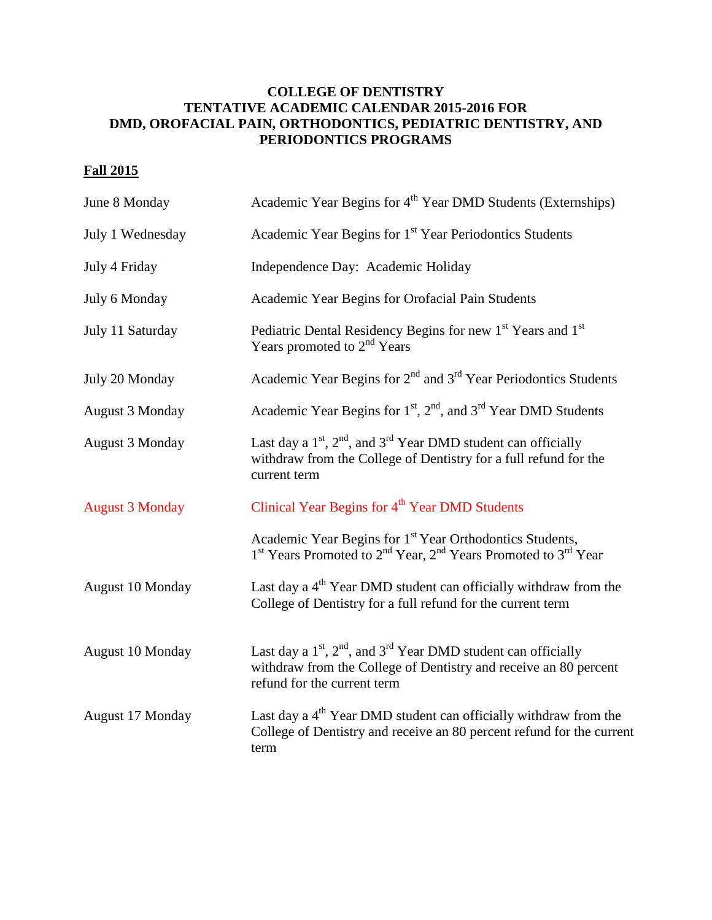# COLLEGE OF DENTISTRY
# TENTATIVE ACADEMIC CALENDAR 2015-2016 FOR DMD, OROFACIAL PAIN, ORTHODONTICS, PEDIATRIC DENTISTRY, AND PERIODONTICS PROGRAMS

## Fall 2015

| | |
|---|---|
| June 8 Monday | Academic Year Begins for 4th Year DMD Students (Externships) |
| July 1 Wednesday | Academic Year Begins for 1st Year Periodontics Students |
| July 4 Friday | Independence Day: Academic Holiday |
| July 6 Monday | Academic Year Begins for Orofacial Pain Students |
| July 11 Saturday | Pediatric Dental Residency Begins for new 1st Years and 1st Years promoted to 2nd Years |
| July 20 Monday | Academic Year Begins for 2nd and 3rd Year Periodontics Students |
| August 3 Monday | Academic Year Begins for 1st, 2nd, and 3rd Year DMD Students |
| August 3 Monday | Last day a 1st, 2nd, and 3rd Year DMD student can officially withdraw from the College of Dentistry for a full refund for the current term |
| August 3 Monday | Clinical Year Begins for 4th Year DMD Students |
| | Academic Year Begins for 1st Year Orthodontics Students, 1st Years Promoted to 2nd Year, 2nd Years Promoted to 3rd Year |
| August 10 Monday | Last day a 4th Year DMD student can officially withdraw from the College of Dentistry for a full refund for the current term |
| August 10 Monday | Last day a 1st, 2nd, and 3rd Year DMD student can officially withdraw from the College of Dentistry and receive an 80 percent refund for the current term |
| August 17 Monday | Last day a 4th Year DMD student can officially withdraw from the College of Dentistry and receive an 80 percent refund for the current term |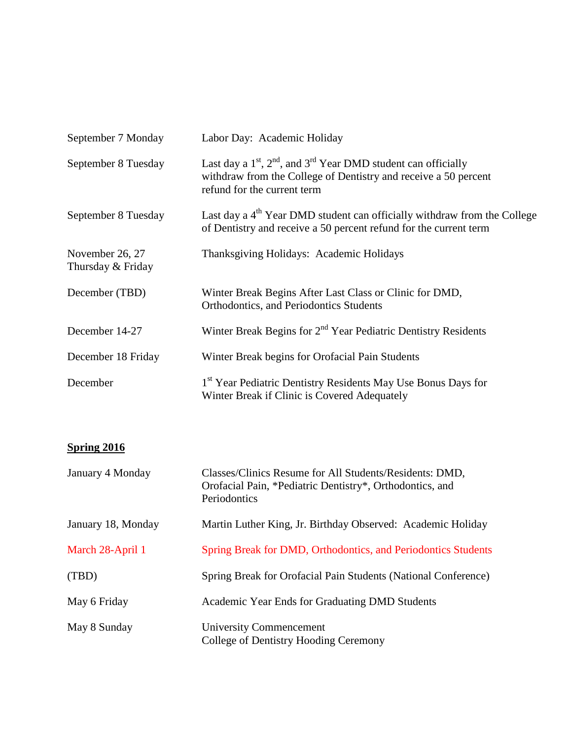| | |
|---|---|
| September 7 Monday | Labor Day: Academic Holiday |
| September 8 Tuesday | Last day a 1st, 2nd, and 3rd Year DMD student can officially withdraw from the College of Dentistry and receive a 50 percent refund for the current term |
| September 8 Tuesday | Last day a 4th Year DMD student can officially withdraw from the College of Dentistry and receive a 50 percent refund for the current term |
| November 26, 27 Thursday & Friday | Thanksgiving Holidays: Academic Holidays |
| December (TBD) | Winter Break Begins After Last Class or Clinic for DMD, Orthodontics, and Periodontics Students |
| December 14-27 | Winter Break Begins for 2nd Year Pediatric Dentistry Residents |
| December 18 Friday | Winter Break begins for Orofacial Pain Students |
| December | 1st Year Pediatric Dentistry Residents May Use Bonus Days for Winter Break if Clinic is Covered Adequately |

## Spring 2016

| | |
|---|---|
| January 4 Monday | Classes/Clinics Resume for All Students/Residents: DMD, Orofacial Pain, *Pediatric Dentistry*, Orthodontics, and Periodontics |
| January 18, Monday | Martin Luther King, Jr. Birthday Observed: Academic Holiday |
| March 28-April 1 | Spring Break for DMD, Orthodontics, and Periodontics Students |
| (TBD) | Spring Break for Orofacial Pain Students (National Conference) |
| May 6 Friday | Academic Year Ends for Graduating DMD Students |
| May 8 Sunday | University Commencement<br>College of Dentistry Hooding Ceremony |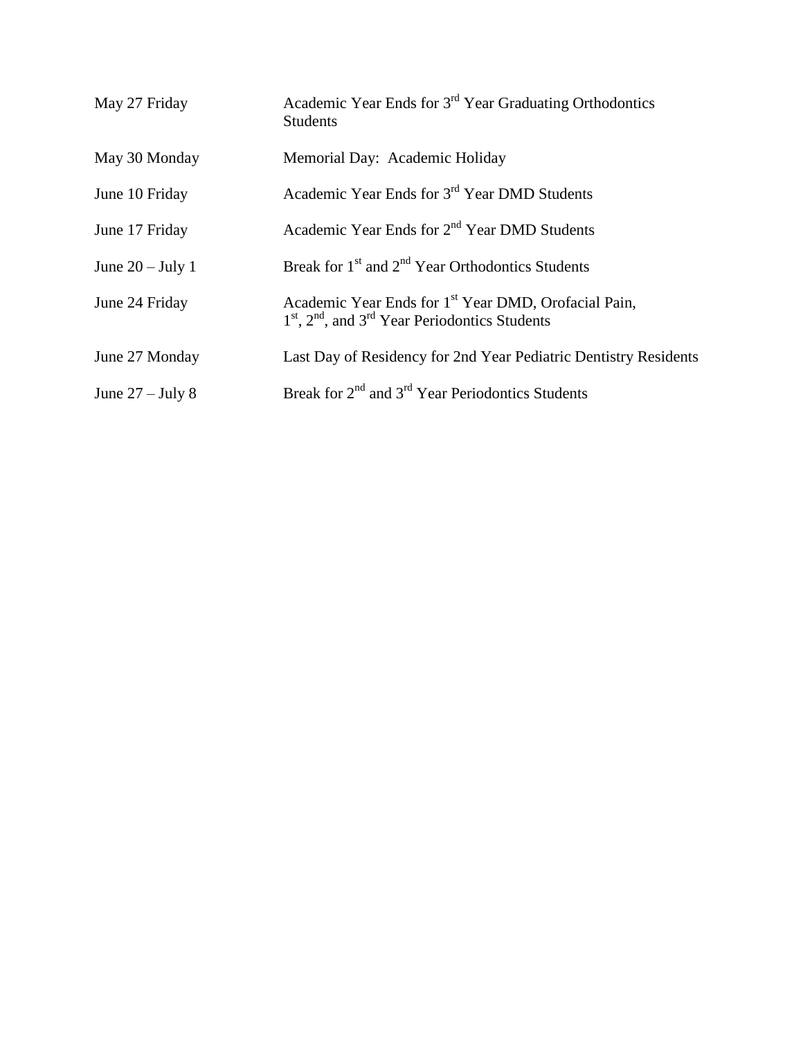| | |
|---|---|
| May 27 Friday | Academic Year Ends for 3rd Year Graduating Orthodontics Students |
| May 30 Monday | Memorial Day: Academic Holiday |
| June 10 Friday | Academic Year Ends for 3rd Year DMD Students |
| June 17 Friday | Academic Year Ends for 2nd Year DMD Students |
| June 20 – July 1 | Break for 1st and 2nd Year Orthodontics Students |
| June 24 Friday | Academic Year Ends for 1st Year DMD, Orofacial Pain, 1st, 2nd, and 3rd Year Periodontics Students |
| June 27 Monday | Last Day of Residency for 2nd Year Pediatric Dentistry Residents |
| June 27 – July 8 | Break for 2nd and 3rd Year Periodontics Students |